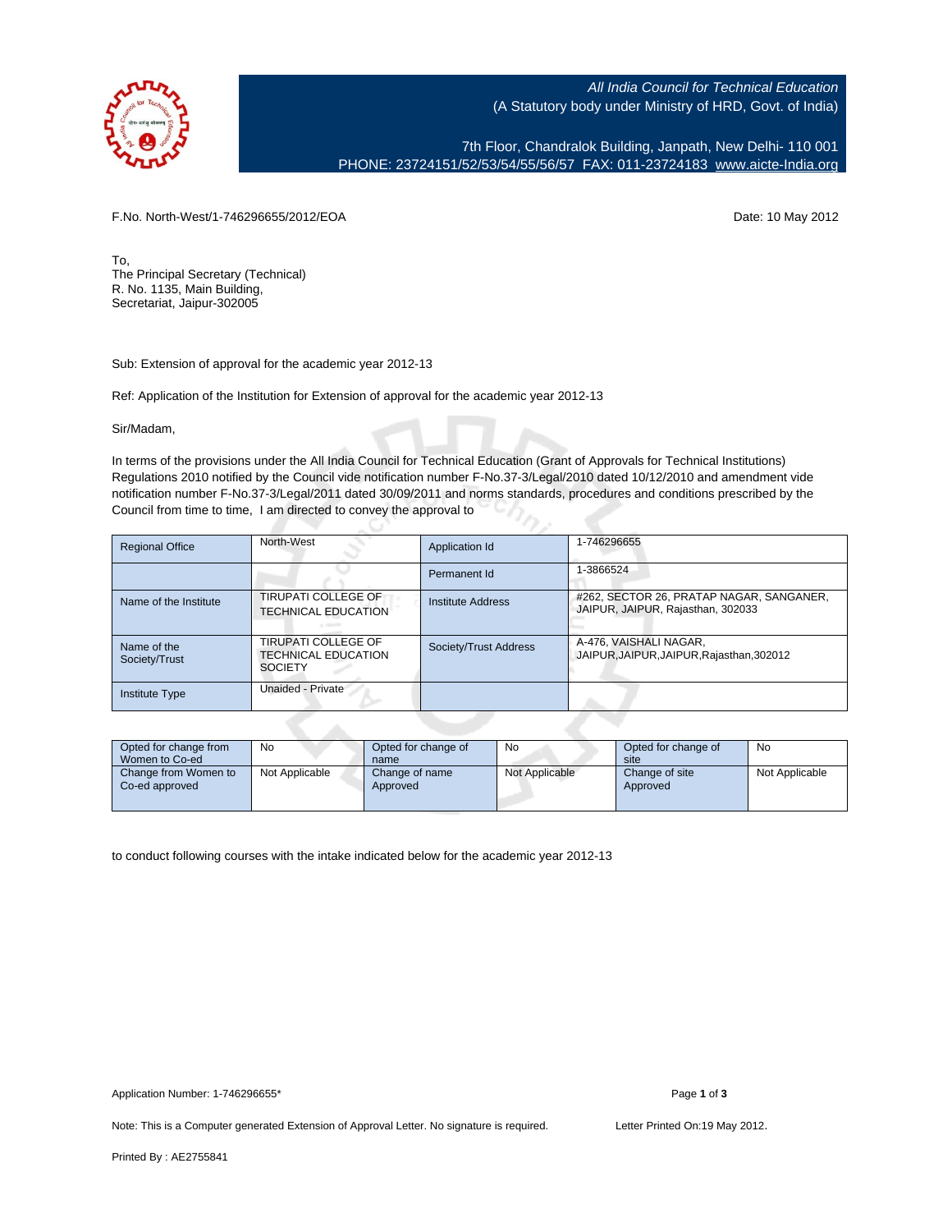*All India Council for Technical Education*
(A Statutory body under Ministry of HRD, Govt. of India)

7th Floor, Chandralok Building, Janpath, New Delhi- 110 001
PHONE: 23724151/52/53/54/55/56/57 FAX: 011-23724183 www.aicte-India.org

F.No. North-West/1-746296655/2012/EOA

Date: 10 May 2012

To,
The Principal Secretary (Technical)
R. No. 1135, Main Building,
Secretariat, Jaipur-302005

Sub: Extension of approval for the academic year 2012-13

Ref: Application of the Institution for Extension of approval for the academic year 2012-13

Sir/Madam,

In terms of the provisions under the All India Council for Technical Education (Grant of Approvals for Technical Institutions) Regulations 2010 notified by the Council vide notification number F-No.37-3/Legal/2010 dated 10/12/2010 and amendment notification number F-No.37-3/Legal/2011 dated 30/09/2011 and norms standards, procedures and conditions prescribed by the Council from time to time, I am directed to convey the approval to

| Regional Office | North-West | Application Id | 1-746296655 |
|---|---|---|---|
| | | Permanent Id | 1-3866524 |
| Name of the Institute | TIRUPATI COLLEGE OF TECHNICAL EDUCATION | Institute Address | #262, SECTOR 26, PRATAP NAGAR, SANGANER, JAIPUR, JAIPUR, Rajasthan, 302033 |
| Name of the Society/Trust | TIRUPATI COLLEGE OF TECHNICAL EDUCATION SOCIETY | Society/Trust Address | A-476, VAISHALI NAGAR, JAIPUR,JAIPUR,JAIPUR,Rajasthan,302012 |
| Institute Type | Unaided - Private | | |

| Opted for change from Women to Co-ed | No | Opted for change of name | No | Opted for change of site | No |
|---|---|---|---|---|---|
| Change from Women to Co-ed approved | Not Applicable | Change of name Approved | Not Applicable | Change of site Approved | Not Applicable |

to conduct following courses with the intake indicated below for the academic year 2012-13

Application Number: 1-746296655*

Note: This is a Computer generated Extension of Approval Letter. No signature is required.

Letter Printed On:19 May 2012.

Printed By : AE2755841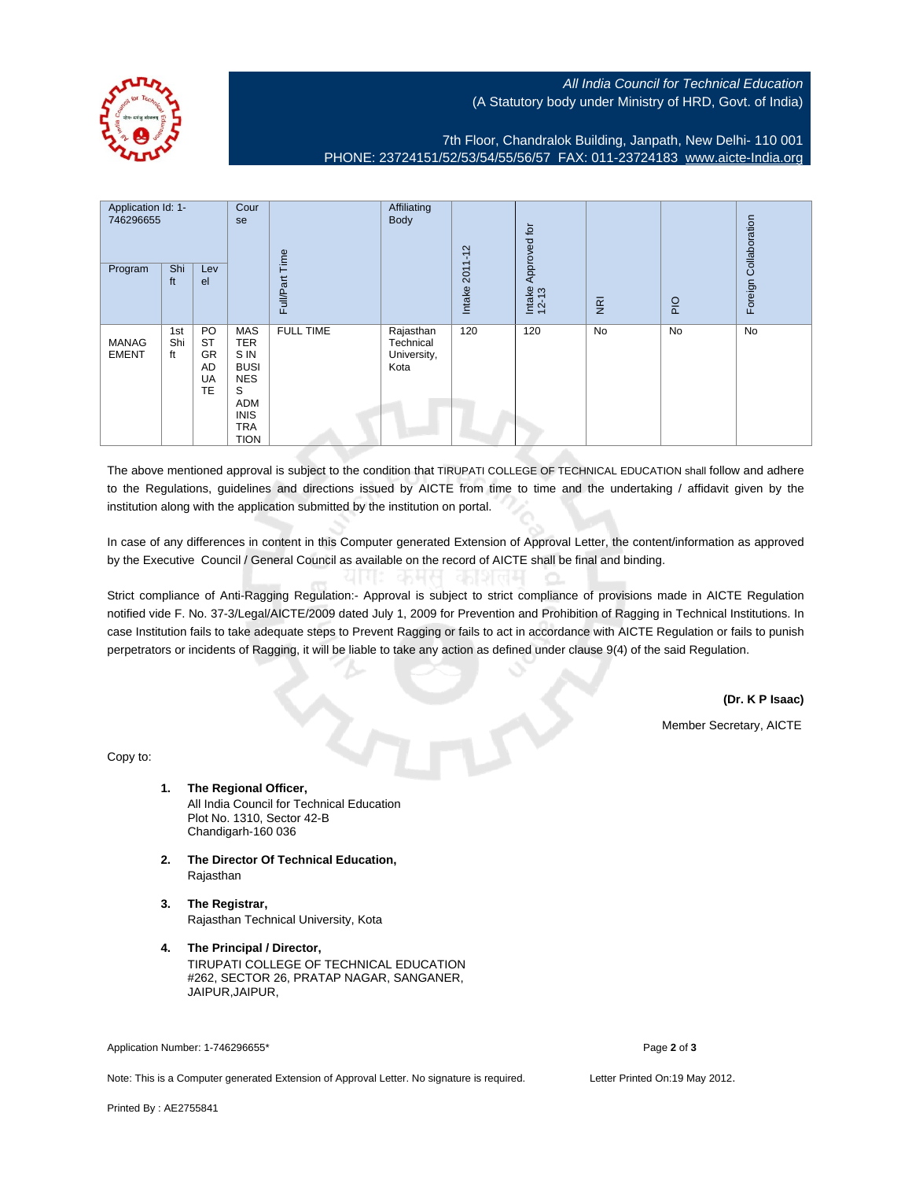All India Council for Technical Education
(A Statutory body under Ministry of HRD, Govt. of India)

7th Floor, Chandralok Building, Janpath, New Delhi- 110 001
PHONE: 23724151/52/53/54/55/56/57 FAX: 011-23724183 www.aicte-India.org

| Application Id: 1-746296655 | | | Course | Full/Part Time | Affiliating Body | Intake 2011-12 | Intake Approved for 12-13 | NRI | PIO | Foreign Collaboration |
|---|---|---|---|---|---|---|---|---|---|---|
| Program | Shift | Level | | | | | | | | |
| MANAGEMENT | 1st Shift | POST GRADUATE | MASTERS IN BUSINESS ADMINISTRATION | FULL TIME | Rajasthan Technical University, Kota | 120 | 120 | No | No | No |

The above mentioned approval is subject to the condition that TIRUPATI COLLEGE OF TECHNICAL EDUCATION shall follow and adhere to the Regulations, guidelines and directions issued by AICTE from time to time and the undertaking / affidavit given by the institution along with the application submitted by the institution on portal.

In case of any differences in content in this Computer generated Extension of Approval Letter, the content/information as approved by the Executive Council / General Council as available on the record of AICTE shall be final and binding.

Strict compliance of Anti-Ragging Regulation:- Approval is subject to strict compliance of provisions made in AICTE Regulation notified vide F. No. 37-3/Legal/AICTE/2009 dated July 1, 2009 for Prevention and Prohibition of Ragging in Technical Institutions. In case Institution fails to take adequate steps to Prevent Ragging or fails to act in accordance with AICTE Regulation or fails to punish perpetrators or incidents of Ragging, it will be liable to take any action as defined under clause 9(4) of the said Regulation.

**(Dr. K P Isaac)**

Member Secretary, AICTE

Copy to:

1. **The Regional Officer,**
   All India Council for Technical Education
   Plot No. 1310, Sector 42-B
   Chandigarh-160 036

2. **The Director Of Technical Education,**
   Rajasthan

3. **The Registrar,**
   Rajasthan Technical University, Kota

4. **The Principal / Director,**
   TIRUPATI COLLEGE OF TECHNICAL EDUCATION
   #262, SECTOR 26, PRATAP NAGAR, SANGANER,
   JAIPUR,JAIPUR,

Application Number: 1-746296655*

Note: This is a Computer generated Extension of Approval Letter. No signature is required.

Letter Printed On:19 May 2012.

Printed By : AE2755841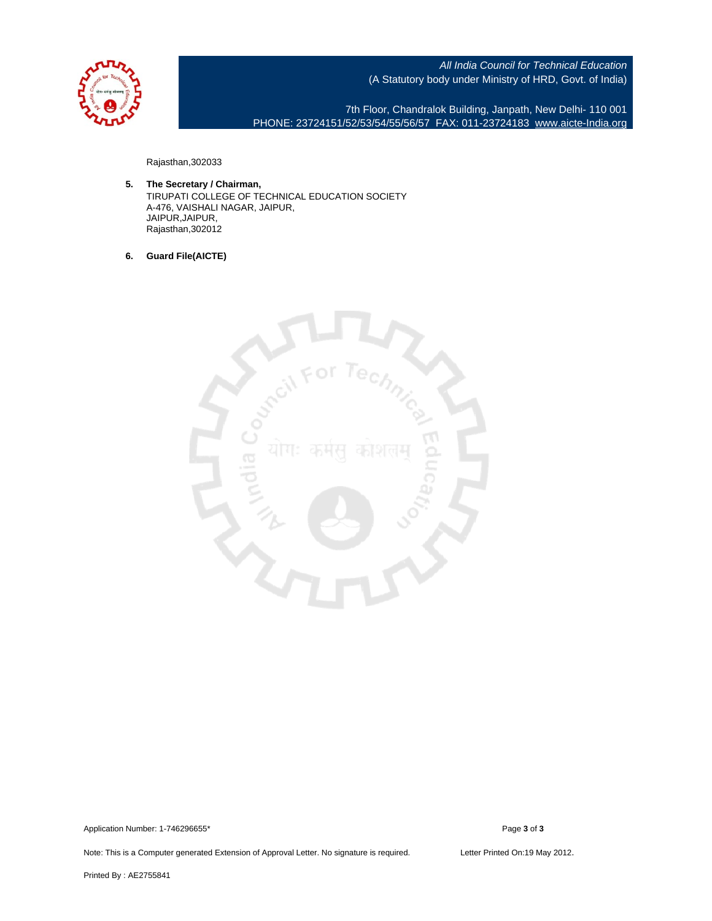Rajasthan,302033

5. **The Secretary / Chairman,**
   TIRUPATI COLLEGE OF TECHNICAL EDUCATION SOCIETY
   A-476, VAISHALI NAGAR, JAIPUR,
   JAIPUR,JAIPUR,
   Rajasthan,302012

6. **Guard File(AICTE)**

Application Number: 1-746296655*

Note: This is a Computer generated Extension of Approval Letter. No signature is required.

Letter Printed On:19 May 2012.

Printed By : AE2755841